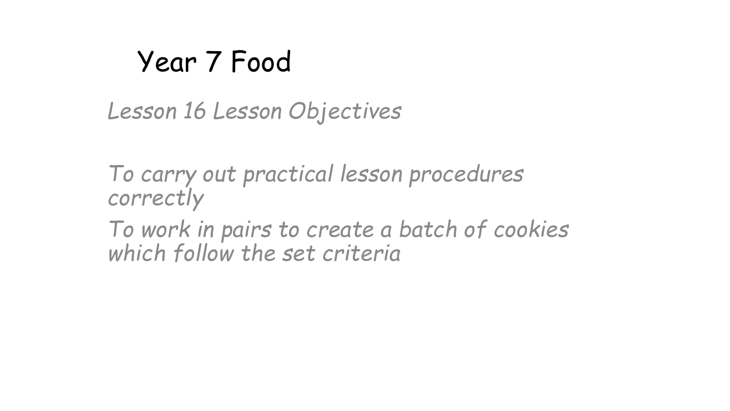# Year 7 Food

*Lesson 16 Lesson Objectives*

*To carry out practical lesson procedures correctly*

*To work in pairs to create a batch of cookies which follow the set criteria*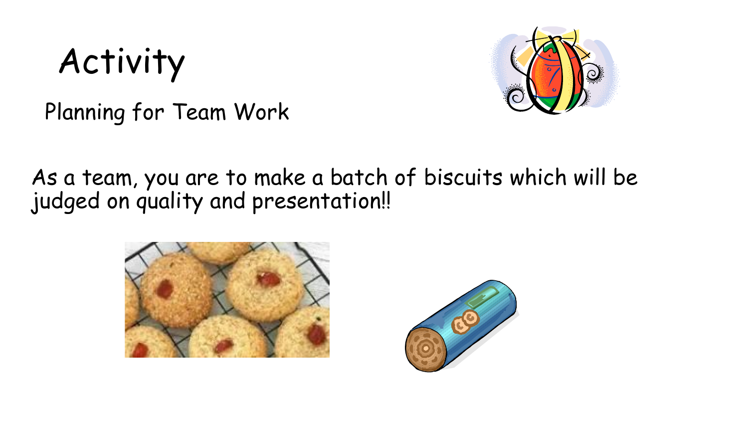# Activity

Planning for Team Work

As a team, you are to make a batch of biscuits which will be judged on quality and presentation!!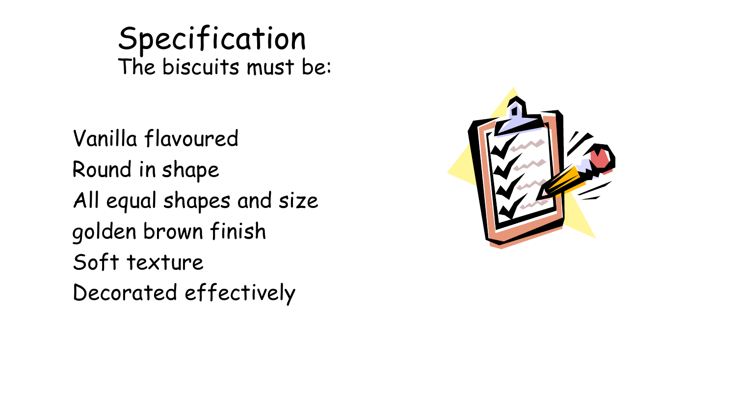# Specification

The biscuits must be:

- Vanilla flavoured
- Round in shape
- All equal shapes and size
- golden brown finish
- Soft texture
- Decorated effectively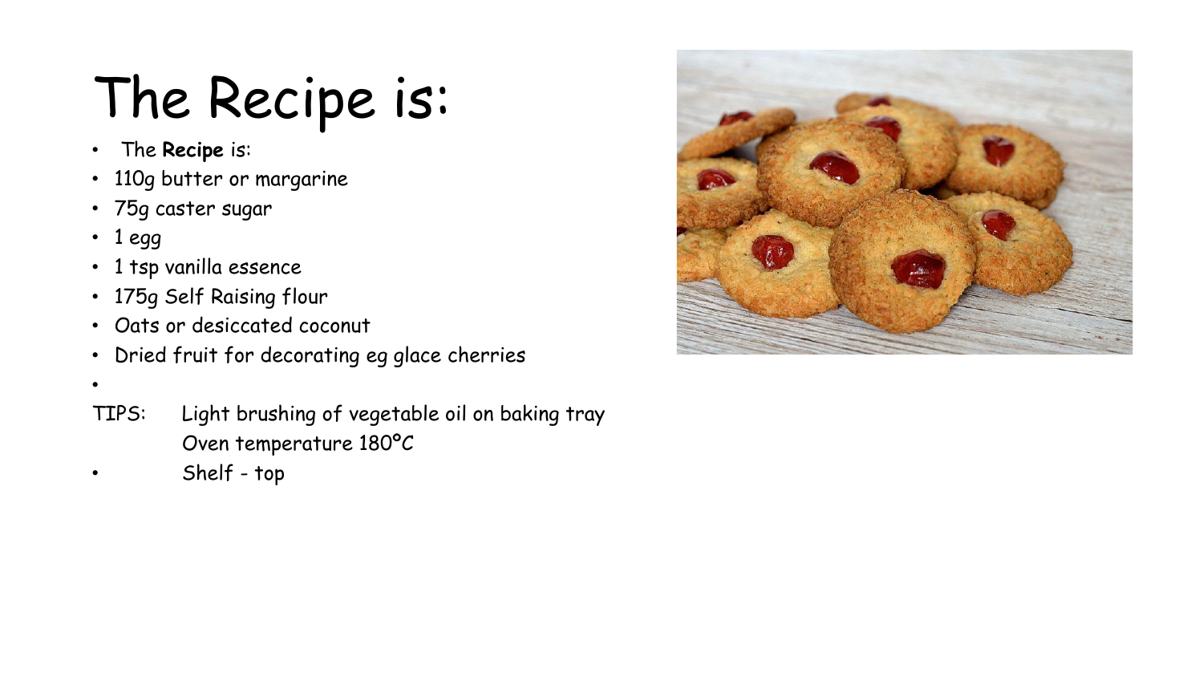# The Recipe is:

- The **Recipe** is:
- 110g butter or margarine
- 75g caster sugar
- 1 egg
- 1 tsp vanilla essence
- 175g Self Raising flour
- Oats or desiccated coconut
- Dried fruit for decorating eg glace cherries

TIPS: Light brushing of vegetable oil on baking tray
Oven temperature 180°C

- Shelf - top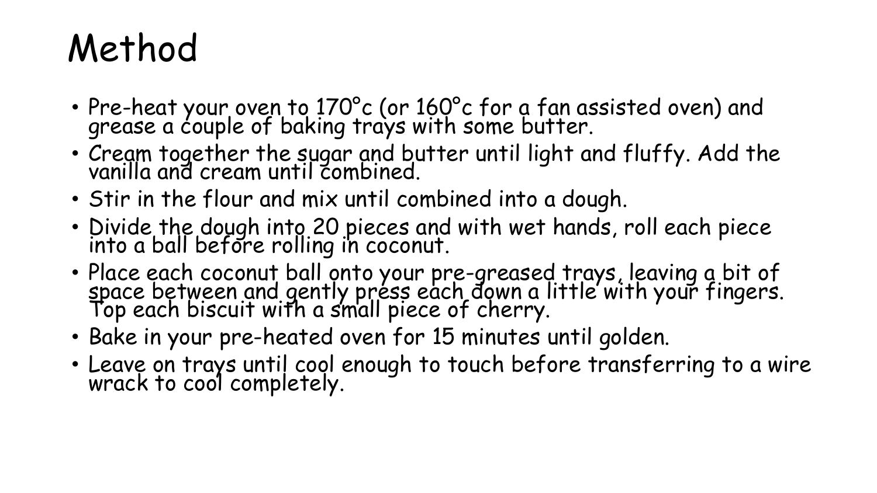# Method

- Pre-heat your oven to 170°c (or 160°c for a fan assisted oven) and grease a couple of baking trays with some butter.
- Cream together the sugar and butter until light and fluffy. Add the vanilla and cream until combined.
- Stir in the flour and mix until combined into a dough.
- Divide the dough into 20 pieces and with wet hands, roll each piece into a ball before rolling in coconut.
- Place each coconut ball onto your pre-greased trays, leaving a bit of space between and gently press each down a little with your fingers. Top each biscuit with a small piece of cherry.
- Bake in your pre-heated oven for 15 minutes until golden.
- Leave on trays until cool enough to touch before transferring to a wire wrack to cool completely.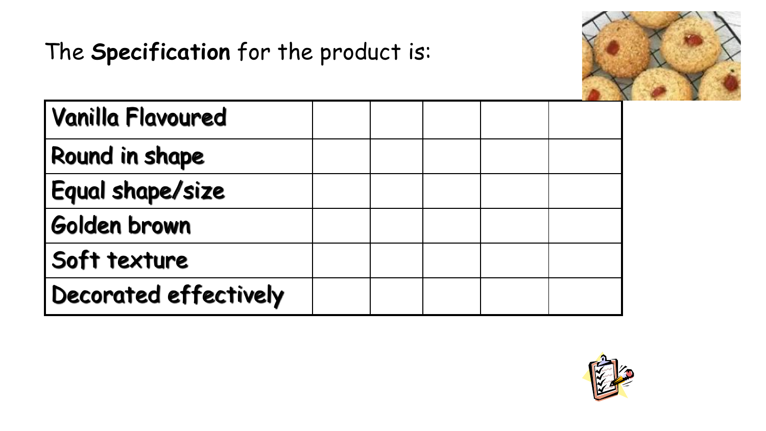The **Specification** for the product is:

| | | | | | |
|---|---|---|---|---|---|
| **Vanilla Flavoured** | | | | | |
| **Round in shape** | | | | | |
| **Equal shape/size** | | | | | |
| **Golden brown** | | | | | |
| **Soft texture** | | | | | |
| **Decorated effectively** | | | | | |